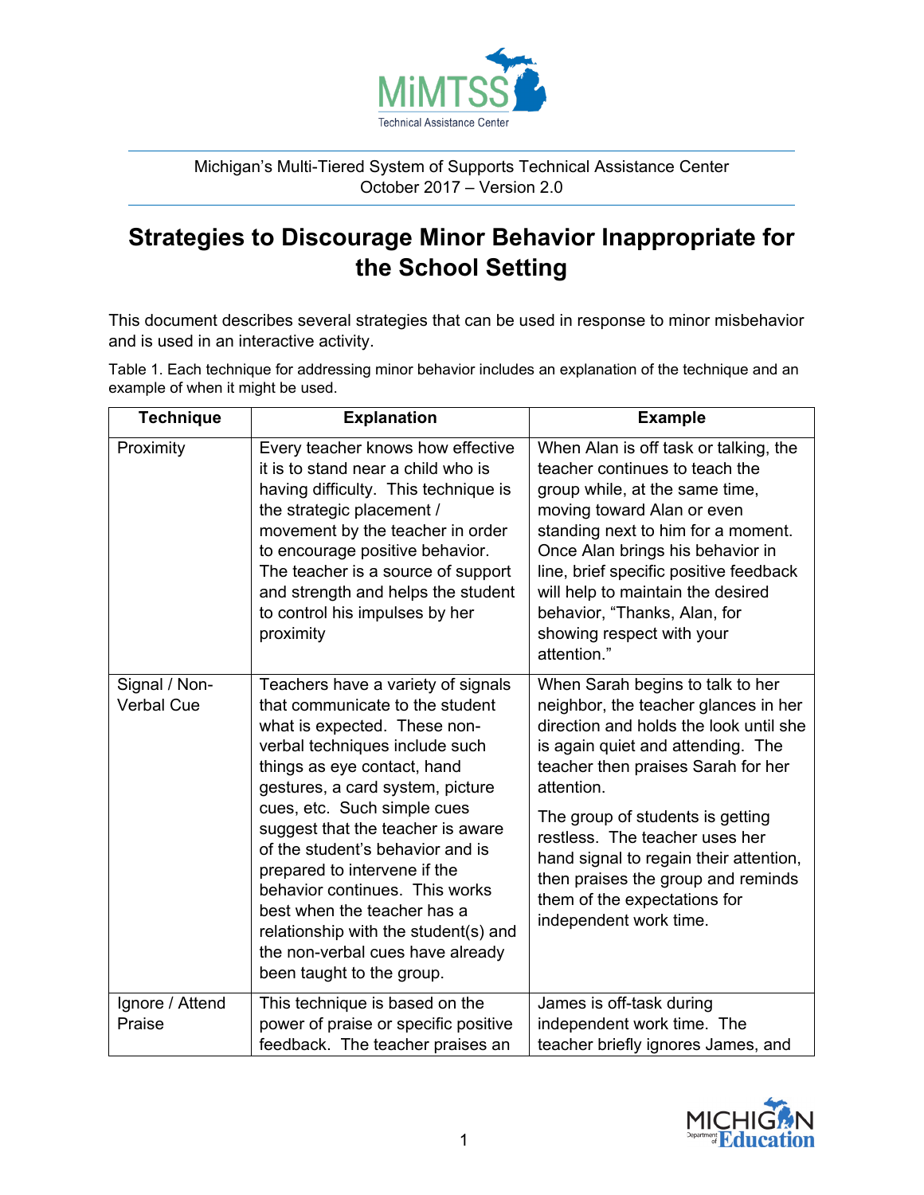Michigan's Multi-Tiered System of Supports Technical Assistance Center
October 2017 – Version 2.0

# Strategies to Discourage Minor Behavior Inappropriate for the School Setting

This document describes several strategies that can be used in response to minor misbehavior and is used in an interactive activity.

Table 1. Each technique for addressing minor behavior includes an explanation of the technique and an example of when it might be used.

| Technique | Explanation | Example |
|---|---|---|
| Proximity | Every teacher knows how effective it is to stand near a child who is having difficulty. This technique is the strategic placement / movement by the teacher in order to encourage positive behavior. The teacher is a source of support and strength and helps the student to control his impulses by her proximity | When Alan is off task or talking, the teacher continues to teach the group while, at the same time, moving toward Alan or even standing next to him for a moment. Once Alan brings his behavior in line, brief specific positive feedback will help to maintain the desired behavior, "Thanks, Alan, for showing respect with your attention." |
| Signal / Non-Verbal Cue | Teachers have a variety of signals that communicate to the student what is expected. These non-verbal techniques include such things as eye contact, hand gestures, a card system, picture cues, etc. Such simple cues suggest that the teacher is aware of the student's behavior and is prepared to intervene if the behavior continues. This works best when the teacher has a relationship with the student(s) and the non-verbal cues have already been taught to the group. | When Sarah begins to talk to her neighbor, the teacher glances in her direction and holds the look until she is again quiet and attending. The teacher then praises Sarah for her attention.<br><br>The group of students is getting restless. The teacher uses her hand signal to regain their attention, then praises the group and reminds them of the expectations for independent work time. |
| Ignore / Attend Praise | This technique is based on the power of praise or specific positive feedback. The teacher praises an | James is off-task during independent work time. The teacher briefly ignores James, and |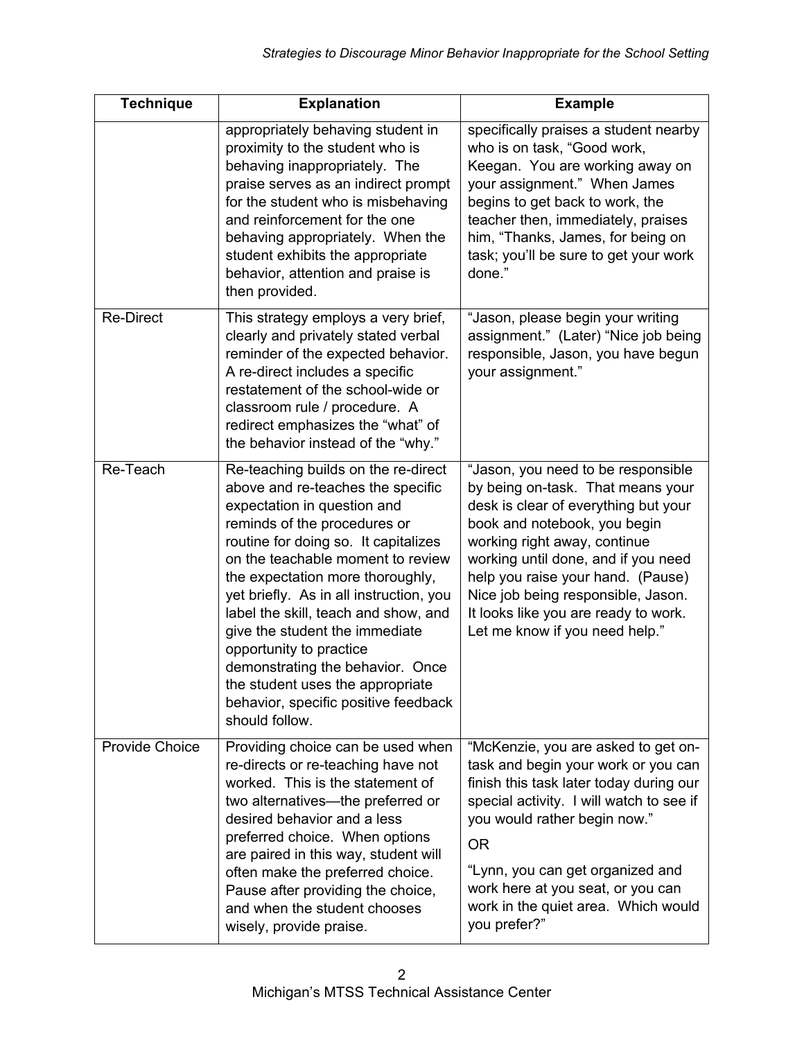| Technique | Explanation | Example |
|---|---|---|
| | appropriately behaving student in proximity to the student who is behaving inappropriately. The praise serves as an indirect prompt for the student who is misbehaving and reinforcement for the one behaving appropriately. When the student exhibits the appropriate behavior, attention and praise is then provided. | specifically praises a student nearby who is on task, "Good work, Keegan. You are working away on your assignment." When James begins to get back to work, the teacher then, immediately, praises him, "Thanks, James, for being on task; you'll be sure to get your work done." |
| Re-Direct | This strategy employs a very brief, clearly and privately stated verbal reminder of the expected behavior. A re-direct includes a specific restatement of the school-wide or classroom rule / procedure. A redirect emphasizes the "what" of the behavior instead of the "why." | "Jason, please begin your writing assignment." (Later) "Nice job being responsible, Jason, you have begun your assignment." |
| Re-Teach | Re-teaching builds on the re-direct above and re-teaches the specific expectation in question and reminds of the procedures or routine for doing so. It capitalizes on the teachable moment to review the expectation more thoroughly, yet briefly. As in all instruction, you label the skill, teach and show, and give the student the immediate opportunity to practice demonstrating the behavior. Once the student uses the appropriate behavior, specific positive feedback should follow. | "Jason, you need to be responsible by being on-task. That means your desk is clear of everything but your book and notebook, you begin working right away, continue working until done, and if you need help you raise your hand. (Pause) Nice job being responsible, Jason. It looks like you are ready to work. Let me know if you need help." |
| Provide Choice | Providing choice can be used when re-directs or re-teaching have not worked. This is the statement of two alternatives—the preferred or desired behavior and a less preferred choice. When options are paired in this way, student will often make the preferred choice. Pause after providing the choice, and when the student chooses wisely, provide praise. | "McKenzie, you are asked to get on-task and begin your work or you can finish this task later today during our special activity. I will watch to see if you would rather begin now." <br> OR <br> "Lynn, you can get organized and work here at you seat, or you can work in the quiet area. Which would you prefer?" |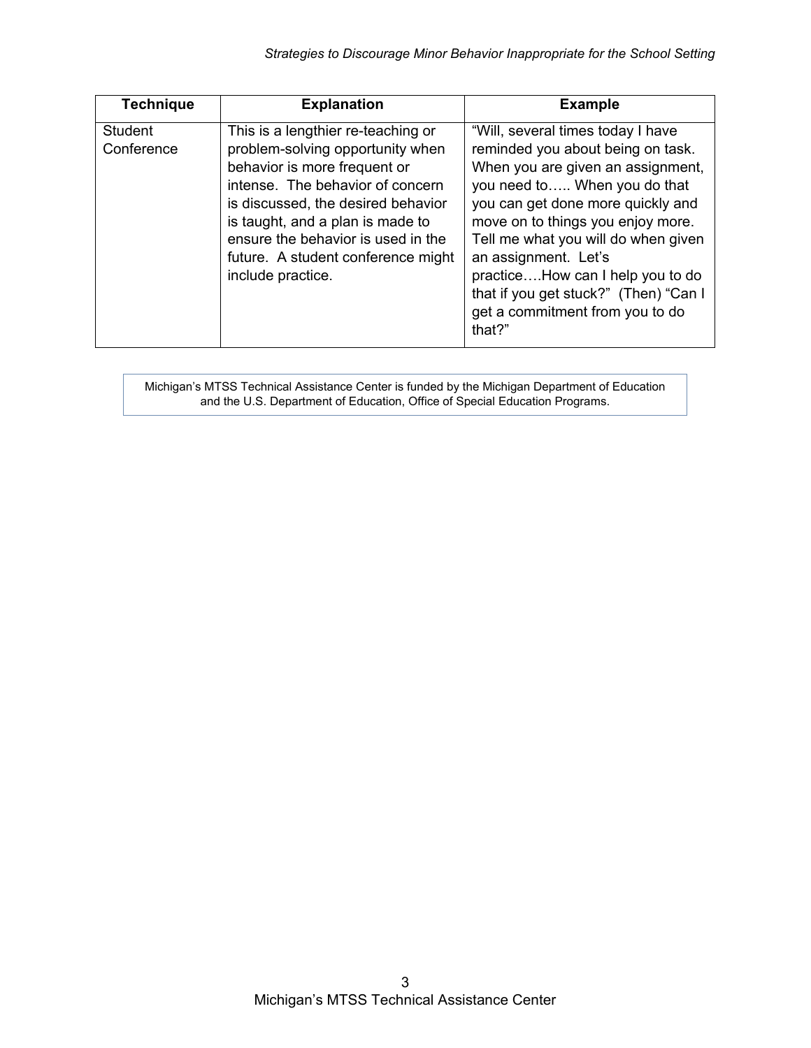| Technique | Explanation | Example |
|---|---|---|
| Student Conference | This is a lengthier re-teaching or problem-solving opportunity when behavior is more frequent or intense. The behavior of concern is discussed, the desired behavior is taught, and a plan is made to ensure the behavior is used in the future. A student conference might include practice. | "Will, several times today I have reminded you about being on task. When you are given an assignment, you need to….. When you do that you can get done more quickly and move on to things you enjoy more. Tell me what you will do when given an assignment. Let's practice….How can I help you to do that if you get stuck?" (Then) "Can I get a commitment from you to do that?" |

Michigan's MTSS Technical Assistance Center is funded by the Michigan Department of Education and the U.S. Department of Education, Office of Special Education Programs.